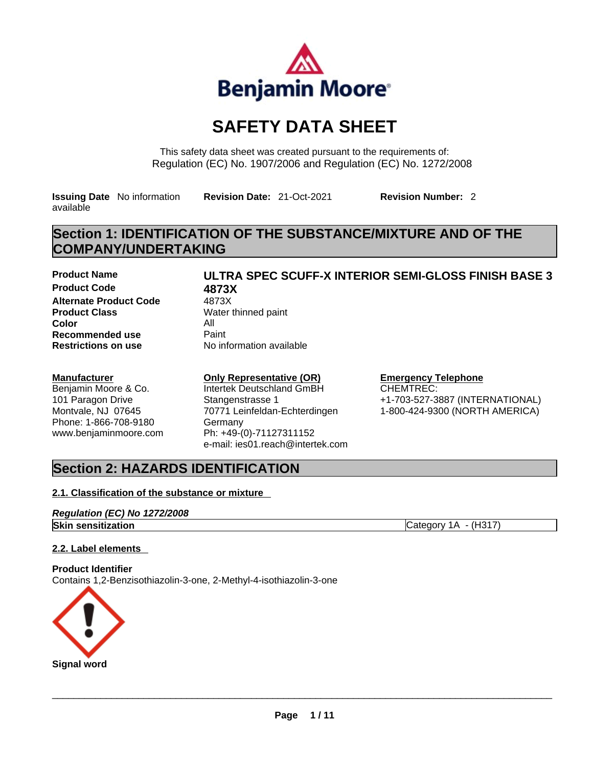Benjamin Moore

# SAFETY DATA SHEET

This safety data sheet was created pursuant to the requirements of:
Regulation (EC) No. 1907/2006 and Regulation (EC) No. 1272/2008

**Issuing Date** No information available  **Revision Date:** 21-Oct-2021  **Revision Number:** 2

## Section 1: IDENTIFICATION OF THE SUBSTANCE/MIXTURE AND OF THE COMPANY/UNDERTAKING

| | |
|---|---|
| **Product Name** | **ULTRA SPEC SCUFF-X INTERIOR SEMI-GLOSS FINISH BASE 3** |
| **Product Code** | **4873X** |
| **Alternate Product Code** | 4873X |
| **Product Class** | Water thinned paint |
| **Color** | All |
| **Recommended use** | Paint |
| **Restrictions on use** | No information available |

**Manufacturer**
Benjamin Moore & Co.
101 Paragon Drive
Montvale, NJ 07645
Phone: 1-866-708-9180
www.benjaminmoore.com

**Only Representative (OR)**
Intertek Deutschland GmBH
Stangenstrasse 1
70771 Leinfeldan-Echterdingen
Germany
Ph: +49-(0)-71127311152
e-mail: ies01.reach@intertek.com

**Emergency Telephone**
CHEMTREC:
+1-703-527-3887 (INTERNATIONAL)
1-800-424-9300 (NORTH AMERICA)

## Section 2: HAZARDS IDENTIFICATION

### 2.1. Classification of the substance or mixture

***Regulation (EC) No 1272/2008***

| | |
|---|---|
| **Skin sensitization** | Category 1A - (H317) |

### 2.2. Label elements

**Product Identifier**
Contains 1,2-Benzisothiazolin-3-one, 2-Methyl-4-isothiazolin-3-one

**Signal word**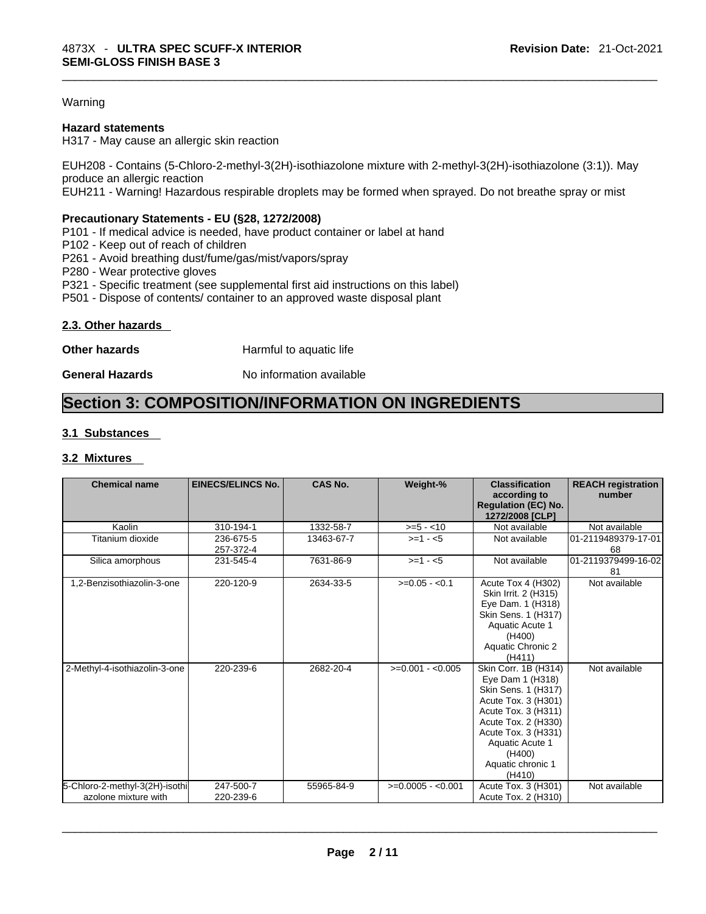Warning

**Hazard statements**

H317 - May cause an allergic skin reaction

EUH208 - Contains (5-Chloro-2-methyl-3(2H)-isothiazolone mixture with 2-methyl-3(2H)-isothiazolone (3:1)). May produce an allergic reaction

EUH211 - Warning! Hazardous respirable droplets may be formed when sprayed. Do not breathe spray or mist

**Precautionary Statements - EU (§28, 1272/2008)**

P101 - If medical advice is needed, have product container or label at hand
P102 - Keep out of reach of children
P261 - Avoid breathing dust/fume/gas/mist/vapors/spray
P280 - Wear protective gloves
P321 - Specific treatment (see supplemental first aid instructions on this label)
P501 - Dispose of contents/ container to an approved waste disposal plant

### 2.3. Other hazards

**Other hazards** Harmful to aquatic life

**General Hazards** No information available

## Section 3: COMPOSITION/INFORMATION ON INGREDIENTS

### 3.1 Substances

### 3.2 Mixtures

| Chemical name | EINECS/ELINCS No. | CAS No. | Weight-% | Classification according to Regulation (EC) No. 1272/2008 [CLP] | REACH registration number |
|---|---|---|---|---|---|
| Kaolin | 310-194-1 | 1332-58-7 | >=5 - <10 | Not available | Not available |
| Titanium dioxide | 236-675-5<br>257-372-4 | 13463-67-7 | >=1 - <5 | Not available | 01-2119489379-17-0168 |
| Silica amorphous | 231-545-4 | 7631-86-9 | >=1 - <5 | Not available | 01-2119379499-16-0281 |
| 1,2-Benzisothiazolin-3-one | 220-120-9 | 2634-33-5 | >=0.05 - <0.1 | Acute Tox 4 (H302)<br>Skin Irrit. 2 (H315)<br>Eye Dam. 1 (H318)<br>Skin Sens. 1 (H317)<br>Aquatic Acute 1 (H400)<br>Aquatic Chronic 2 (H411) | Not available |
| 2-Methyl-4-isothiazolin-3-one | 220-239-6 | 2682-20-4 | >=0.001 - <0.005 | Skin Corr. 1B (H314)<br>Eye Dam 1 (H318)<br>Skin Sens. 1 (H317)<br>Acute Tox. 3 (H301)<br>Acute Tox. 3 (H311)<br>Acute Tox. 2 (H330)<br>Acute Tox. 3 (H331)<br>Aquatic Acute 1 (H400)<br>Aquatic chronic 1 (H410) | Not available |
| 5-Chloro-2-methyl-3(2H)-isothiazolone mixture with | 247-500-7<br>220-239-6 | 55965-84-9 | >=0.0005 - <0.001 | Acute Tox. 3 (H301)<br>Acute Tox. 2 (H310) | Not available |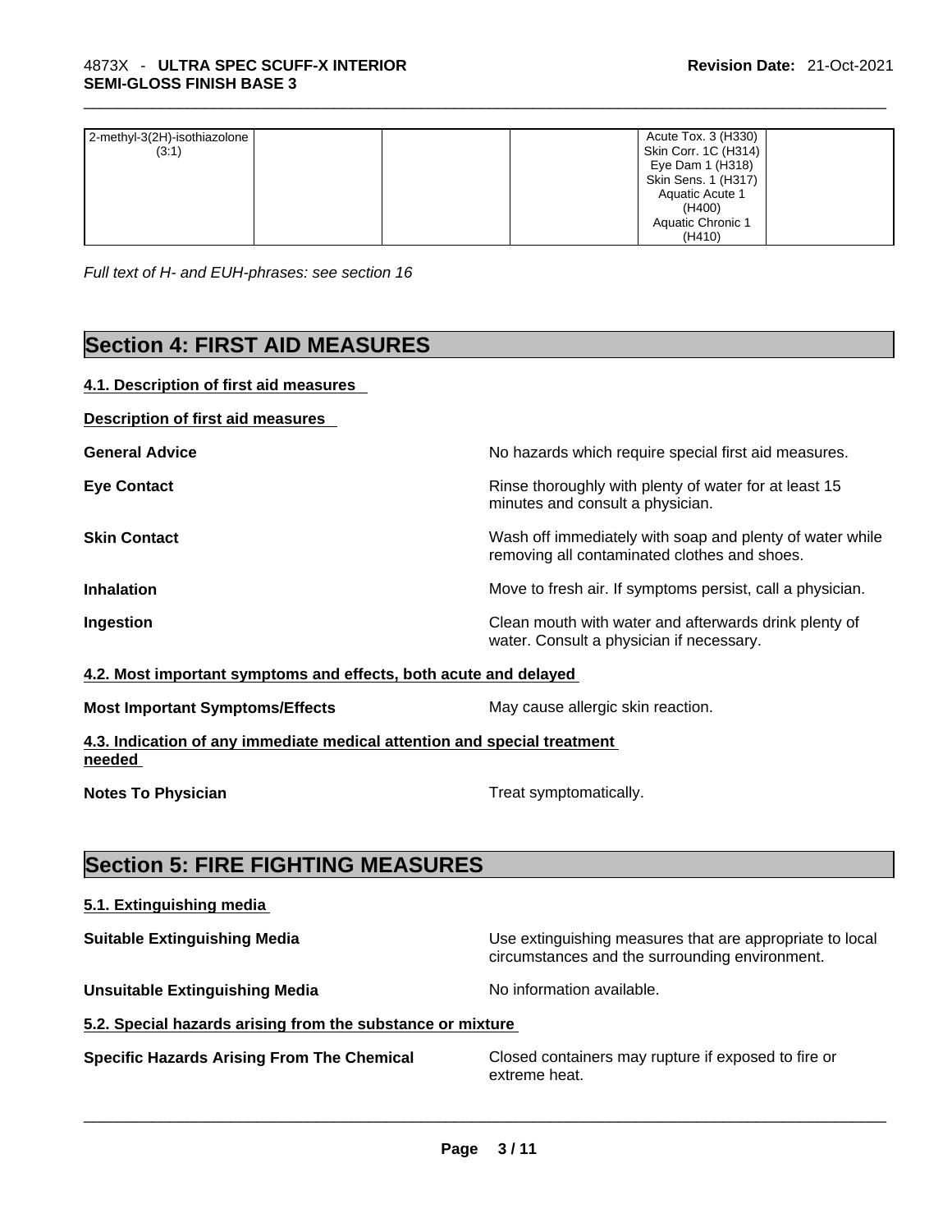| | | | | | |
|---|---|---|---|---|---|
| 2-methyl-3(2H)-isothiazolone (3:1) | | | | Acute Tox. 3 (H330) Skin Corr. 1C (H314) Eye Dam 1 (H318) Skin Sens. 1 (H317) Aquatic Acute 1 (H400) Aquatic Chronic 1 (H410) | |

*Full text of H- and EUH-phrases: see section 16*

# Section 4: FIRST AID MEASURES

## 4.1. Description of first aid measures

**Description of first aid measures**

**General Advice** No hazards which require special first aid measures.

**Eye Contact** Rinse thoroughly with plenty of water for at least 15 minutes and consult a physician.

**Skin Contact** Wash off immediately with soap and plenty of water while removing all contaminated clothes and shoes.

**Inhalation** Move to fresh air. If symptoms persist, call a physician.

**Ingestion** Clean mouth with water and afterwards drink plenty of water. Consult a physician if necessary.

## 4.2. Most important symptoms and effects, both acute and delayed

**Most Important Symptoms/Effects** May cause allergic skin reaction.

## 4.3. Indication of any immediate medical attention and special treatment needed

**Notes To Physician** Treat symptomatically.

# Section 5: FIRE FIGHTING MEASURES

## 5.1. Extinguishing media

**Suitable Extinguishing Media** Use extinguishing measures that are appropriate to local circumstances and the surrounding environment.

**Unsuitable Extinguishing Media** No information available.

## 5.2. Special hazards arising from the substance or mixture

**Specific Hazards Arising From The Chemical** Closed containers may rupture if exposed to fire or extreme heat.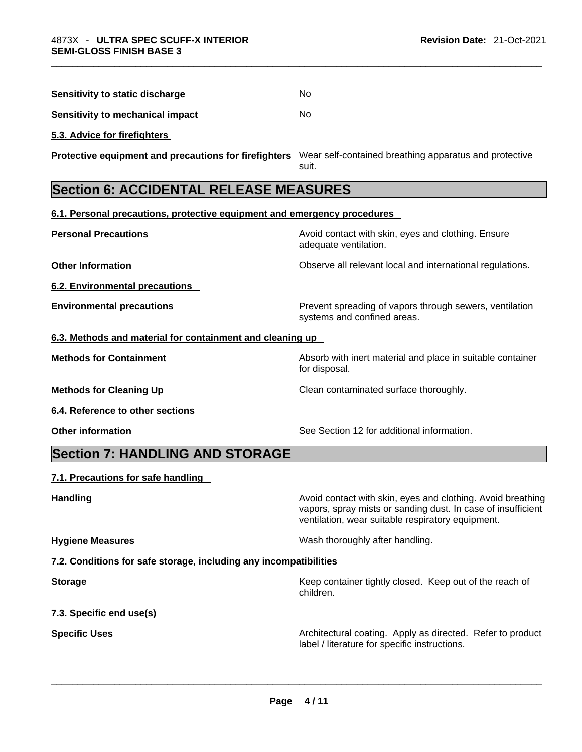**Sensitivity to static discharge** No

**Sensitivity to mechanical impact** No

**5.3. Advice for firefighters**

**Protective equipment and precautions for firefighters** Wear self-contained breathing apparatus and protective suit.

## Section 6: ACCIDENTAL RELEASE MEASURES

**6.1. Personal precautions, protective equipment and emergency procedures**

**Personal Precautions** Avoid contact with skin, eyes and clothing. Ensure adequate ventilation.

**Other Information** Observe all relevant local and international regulations.

**6.2. Environmental precautions**

**Environmental precautions** Prevent spreading of vapors through sewers, ventilation systems and confined areas.

**6.3. Methods and material for containment and cleaning up**

**Methods for Containment** Absorb with inert material and place in suitable container for disposal.

**Methods for Cleaning Up** Clean contaminated surface thoroughly.

**6.4. Reference to other sections**

**Other information** See Section 12 for additional information.

## Section 7: HANDLING AND STORAGE

**7.1. Precautions for safe handling**

**Handling** Avoid contact with skin, eyes and clothing. Avoid breathing vapors, spray mists or sanding dust. In case of insufficient ventilation, wear suitable respiratory equipment.

**Hygiene Measures** Wash thoroughly after handling.

**7.2. Conditions for safe storage, including any incompatibilities**

**Storage** Keep container tightly closed. Keep out of the reach of children.

**7.3. Specific end use(s)**

**Specific Uses** Architectural coating. Apply as directed. Refer to product label / literature for specific instructions.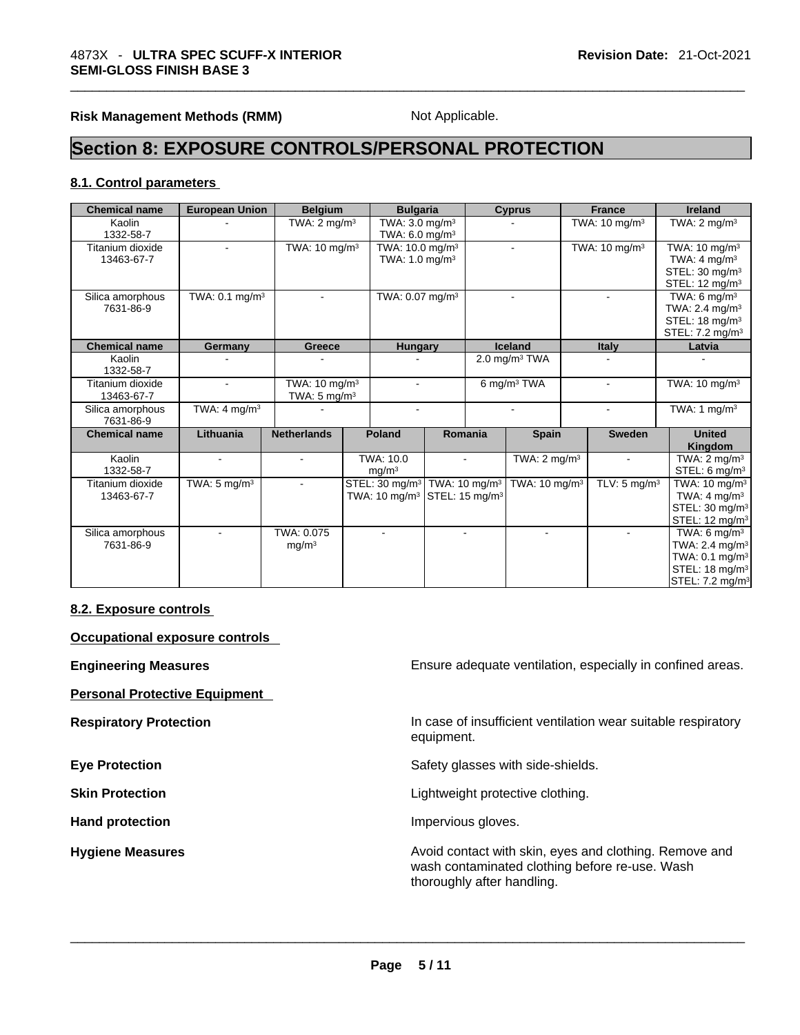**Risk Management Methods (RMM)** Not Applicable.

# Section 8: EXPOSURE CONTROLS/PERSONAL PROTECTION

## 8.1. Control parameters

| Chemical name | European Union | Belgium | Bulgaria | Cyprus | France | Ireland |
|---|---|---|---|---|---|---|
| Kaolin<br>1332-58-7 | - | TWA: 2 mg/m³ | TWA: 3.0 mg/m³<br>TWA: 6.0 mg/m³ | - | TWA: 10 mg/m³ | TWA: 2 mg/m³ |
| Titanium dioxide<br>13463-67-7 | - | TWA: 10 mg/m³ | TWA: 10.0 mg/m³<br>TWA: 1.0 mg/m³ | - | TWA: 10 mg/m³ | TWA: 10 mg/m³<br>TWA: 4 mg/m³<br>STEL: 30 mg/m³<br>STEL: 12 mg/m³ |
| Silica amorphous<br>7631-86-9 | TWA: 0.1 mg/m³ | - | TWA: 0.07 mg/m³ | - | - | TWA: 6 mg/m³<br>TWA: 2.4 mg/m³<br>STEL: 18 mg/m³<br>STEL: 7.2 mg/m³ |

| Chemical name | Germany | Greece | Hungary | Iceland | Italy | Latvia |
|---|---|---|---|---|---|---|
| Kaolin<br>1332-58-7 | - | - | - | 2.0 mg/m³ TWA | - | - |
| Titanium dioxide<br>13463-67-7 | - | TWA: 10 mg/m³<br>TWA: 5 mg/m³ | - | 6 mg/m³ TWA | - | TWA: 10 mg/m³ |
| Silica amorphous<br>7631-86-9 | TWA: 4 mg/m³ | - | - | - | - | TWA: 1 mg/m³ |

| Chemical name | Lithuania | Netherlands | Poland | Romania | Spain | Sweden | United Kingdom |
|---|---|---|---|---|---|---|---|
| Kaolin<br>1332-58-7 | - | - | TWA: 10.0 mg/m³ | - | TWA: 2 mg/m³ | - | TWA: 2 mg/m³<br>STEL: 6 mg/m³ |
| Titanium dioxide<br>13463-67-7 | TWA: 5 mg/m³ | - | STEL: 30 mg/m³<br>TWA: 10 mg/m³ | TWA: 10 mg/m³<br>STEL: 15 mg/m³ | TWA: 10 mg/m³ | TLV: 5 mg/m³ | TWA: 10 mg/m³<br>TWA: 4 mg/m³<br>STEL: 30 mg/m³<br>STEL: 12 mg/m³ |
| Silica amorphous<br>7631-86-9 | - | TWA: 0.075 mg/m³ | - | - | - | - | TWA: 6 mg/m³<br>TWA: 2.4 mg/m³<br>TWA: 0.1 mg/m³<br>STEL: 18 mg/m³<br>STEL: 7.2 mg/m³ |

## 8.2. Exposure controls

**Occupational exposure controls**

**Engineering Measures** Ensure adequate ventilation, especially in confined areas.

**Personal Protective Equipment**

**Respiratory Protection** In case of insufficient ventilation wear suitable respiratory equipment.

**Eye Protection** Safety glasses with side-shields.

**Skin Protection** Lightweight protective clothing.

**Hand protection** Impervious gloves.

**Hygiene Measures** Avoid contact with skin, eyes and clothing. Remove and wash contaminated clothing before re-use. Wash thoroughly after handling.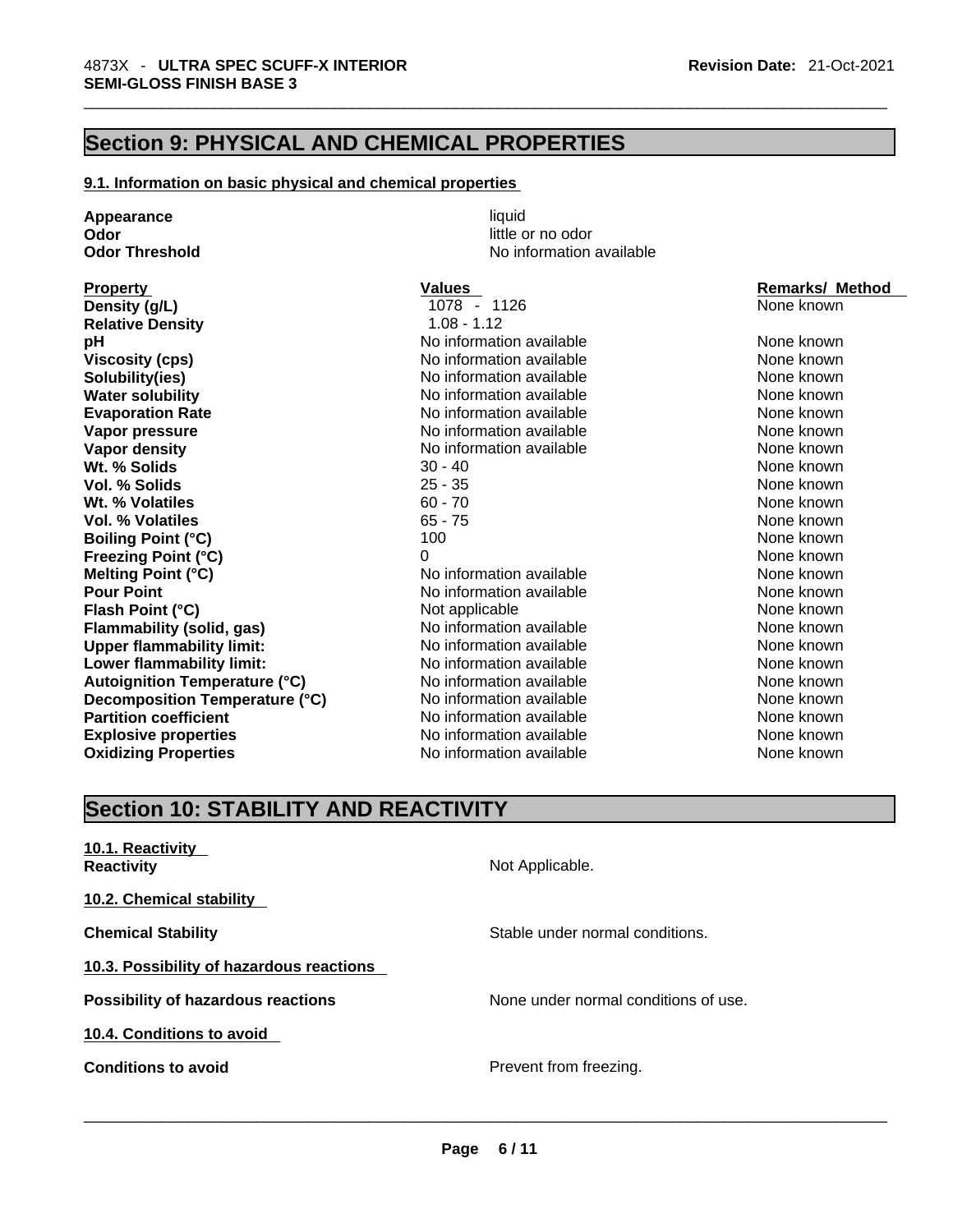## Section 9: PHYSICAL AND CHEMICAL PROPERTIES

### 9.1. Information on basic physical and chemical properties

| | |
|---|---|
| **Appearance** | liquid |
| **Odor** | little or no odor |
| **Odor Threshold** | No information available |

| Property | Values | Remarks/ Method |
|---|---|---|
| **Density (g/L)** | 1078 - 1126 | None known |
| **Relative Density** | 1.08 - 1.12 | |
| **pH** | No information available | None known |
| **Viscosity (cps)** | No information available | None known |
| **Solubility(ies)** | No information available | None known |
| **Water solubility** | No information available | None known |
| **Evaporation Rate** | No information available | None known |
| **Vapor pressure** | No information available | None known |
| **Vapor density** | No information available | None known |
| **Wt. % Solids** | 30 - 40 | None known |
| **Vol. % Solids** | 25 - 35 | None known |
| **Wt. % Volatiles** | 60 - 70 | None known |
| **Vol. % Volatiles** | 65 - 75 | None known |
| **Boiling Point (°C)** | 100 | None known |
| **Freezing Point (°C)** | 0 | None known |
| **Melting Point (°C)** | No information available | None known |
| **Pour Point** | No information available | None known |
| **Flash Point (°C)** | Not applicable | None known |
| **Flammability (solid, gas)** | No information available | None known |
| **Upper flammability limit:** | No information available | None known |
| **Lower flammability limit:** | No information available | None known |
| **Autoignition Temperature (°C)** | No information available | None known |
| **Decomposition Temperature (°C)** | No information available | None known |
| **Partition coefficient** | No information available | None known |
| **Explosive properties** | No information available | None known |
| **Oxidizing Properties** | No information available | None known |

## Section 10: STABILITY AND REACTIVITY

**10.1. Reactivity**

**Reactivity** Not Applicable.

**10.2. Chemical stability**

**Chemical Stability** Stable under normal conditions.

**10.3. Possibility of hazardous reactions**

**Possibility of hazardous reactions** None under normal conditions of use.

**10.4. Conditions to avoid**

**Conditions to avoid** Prevent from freezing.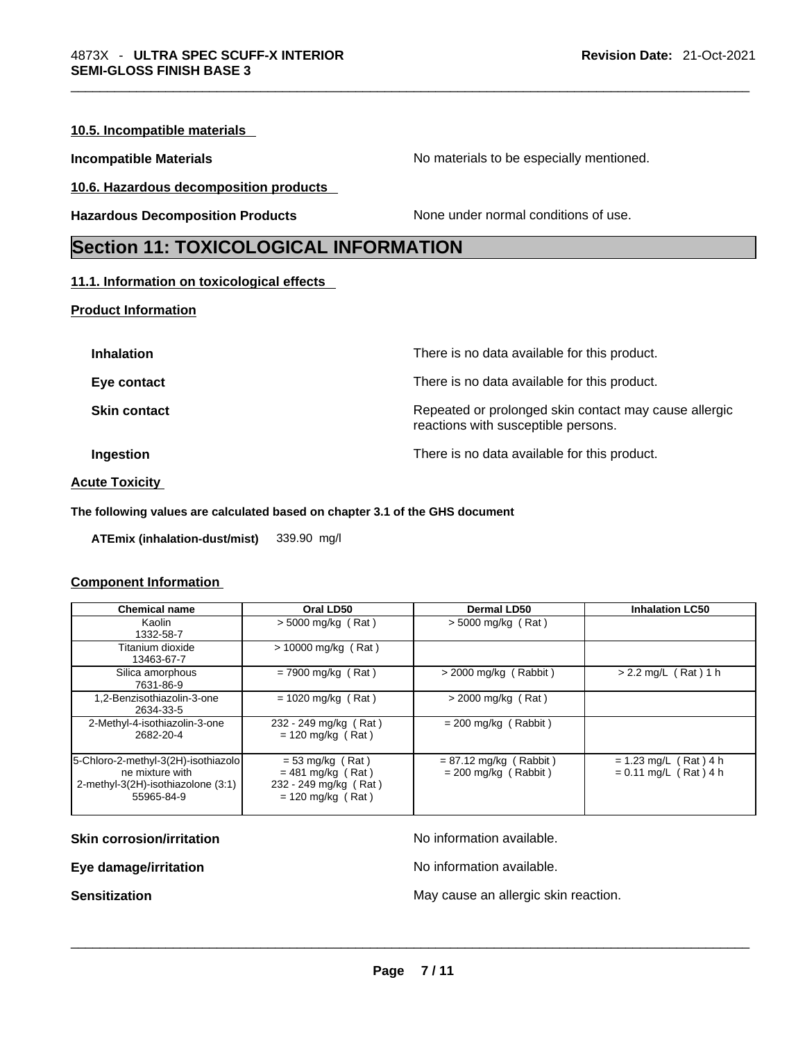#### 10.5. Incompatible materials

**Incompatible Materials** No materials to be especially mentioned.

#### 10.6. Hazardous decomposition products

**Hazardous Decomposition Products** None under normal conditions of use.

## Section 11: TOXICOLOGICAL INFORMATION

#### 11.1. Information on toxicological effects

**Product Information**

**Inhalation** There is no data available for this product.

**Eye contact** There is no data available for this product.

**Skin contact** Repeated or prolonged skin contact may cause allergic reactions with susceptible persons.

**Ingestion** There is no data available for this product.

**Acute Toxicity**

**The following values are calculated based on chapter 3.1 of the GHS document**

**ATEmix (inhalation-dust/mist)** 339.90 mg/l

**Component Information**

| Chemical name | Oral LD50 | Dermal LD50 | Inhalation LC50 |
|---|---|---|---|
| Kaolin<br>1332-58-7 | > 5000 mg/kg ( Rat ) | > 5000 mg/kg ( Rat ) | |
| Titanium dioxide<br>13463-67-7 | > 10000 mg/kg ( Rat ) | | |
| Silica amorphous<br>7631-86-9 | = 7900 mg/kg ( Rat ) | > 2000 mg/kg ( Rabbit ) | > 2.2 mg/L ( Rat ) 1 h |
| 1,2-Benzisothiazolin-3-one<br>2634-33-5 | = 1020 mg/kg ( Rat ) | > 2000 mg/kg ( Rat ) | |
| 2-Methyl-4-isothiazolin-3-one<br>2682-20-4 | 232 - 249 mg/kg ( Rat )<br>= 120 mg/kg ( Rat ) | = 200 mg/kg ( Rabbit ) | |
| 5-Chloro-2-methyl-3(2H)-isothiazolone mixture with 2-methyl-3(2H)-isothiazolone (3:1)<br>55965-84-9 | = 53 mg/kg ( Rat )<br>= 481 mg/kg ( Rat )<br>232 - 249 mg/kg ( Rat )<br>= 120 mg/kg ( Rat ) | = 87.12 mg/kg ( Rabbit )<br>= 200 mg/kg ( Rabbit ) | = 1.23 mg/L ( Rat ) 4 h<br>= 0.11 mg/L ( Rat ) 4 h |

**Skin corrosion/irritation** No information available.

**Eye damage/irritation** No information available.

**Sensitization** May cause an allergic skin reaction.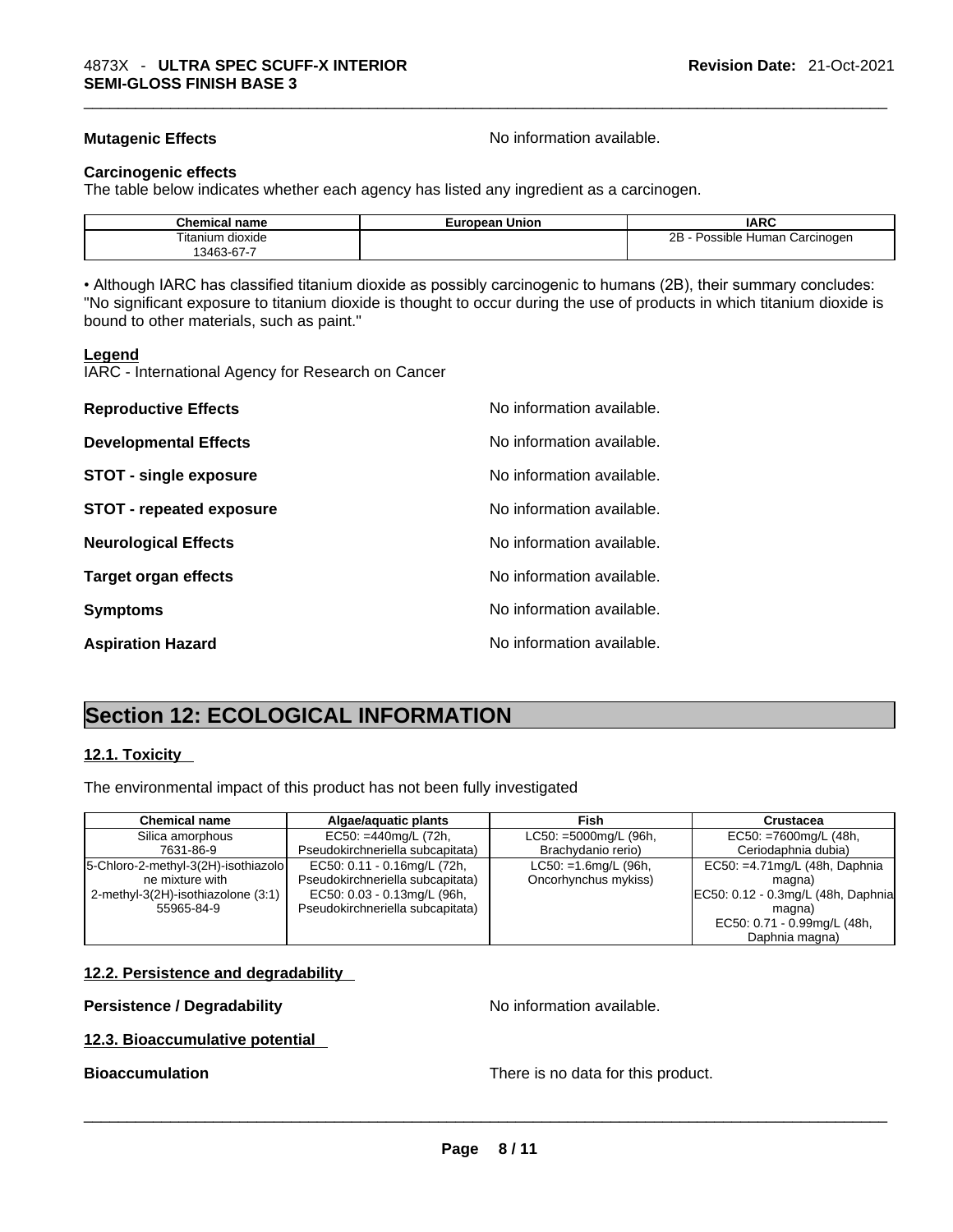**Mutagenic Effects** No information available.

**Carcinogenic effects**

The table below indicates whether each agency has listed any ingredient as a carcinogen.

| Chemical name | European Union | IARC |
|---|---|---|
| Titanium dioxide<br>13463-67-7 | | 2B - Possible Human Carcinogen |

• Although IARC has classified titanium dioxide as possibly carcinogenic to humans (2B), their summary concludes: "No significant exposure to titanium dioxide is thought to occur during the use of products in which titanium dioxide is bound to other materials, such as paint."

**Legend**

IARC - International Agency for Research on Cancer

**Reproductive Effects** No information available.

**Developmental Effects** No information available.

**STOT - single exposure** No information available.

**STOT - repeated exposure** No information available.

**Neurological Effects** No information available.

**Target organ effects** No information available.

**Symptoms** No information available.

**Aspiration Hazard** No information available.

# Section 12: ECOLOGICAL INFORMATION

## 12.1. Toxicity

The environmental impact of this product has not been fully investigated

| Chemical name | Algae/aquatic plants | Fish | Crustacea |
|---|---|---|---|
| Silica amorphous<br>7631-86-9 | EC50: =440mg/L (72h, Pseudokirchneriella subcapitata) | LC50: =5000mg/L (96h, Brachydanio rerio) | EC50: =7600mg/L (48h, Ceriodaphnia dubia) |
| 5-Chloro-2-methyl-3(2H)-isothiazolone mixture with 2-methyl-3(2H)-isothiazolone (3:1)<br>55965-84-9 | EC50: 0.11 - 0.16mg/L (72h, Pseudokirchneriella subcapitata)<br>EC50: 0.03 - 0.13mg/L (96h, Pseudokirchneriella subcapitata) | LC50: =1.6mg/L (96h, Oncorhynchus mykiss) | EC50: =4.71mg/L (48h, Daphnia magna)<br>EC50: 0.12 - 0.3mg/L (48h, Daphnia magna)<br>EC50: 0.71 - 0.99mg/L (48h, Daphnia magna) |

## 12.2. Persistence and degradability

**Persistence / Degradability** No information available.

## 12.3. Bioaccumulative potential

**Bioaccumulation** There is no data for this product.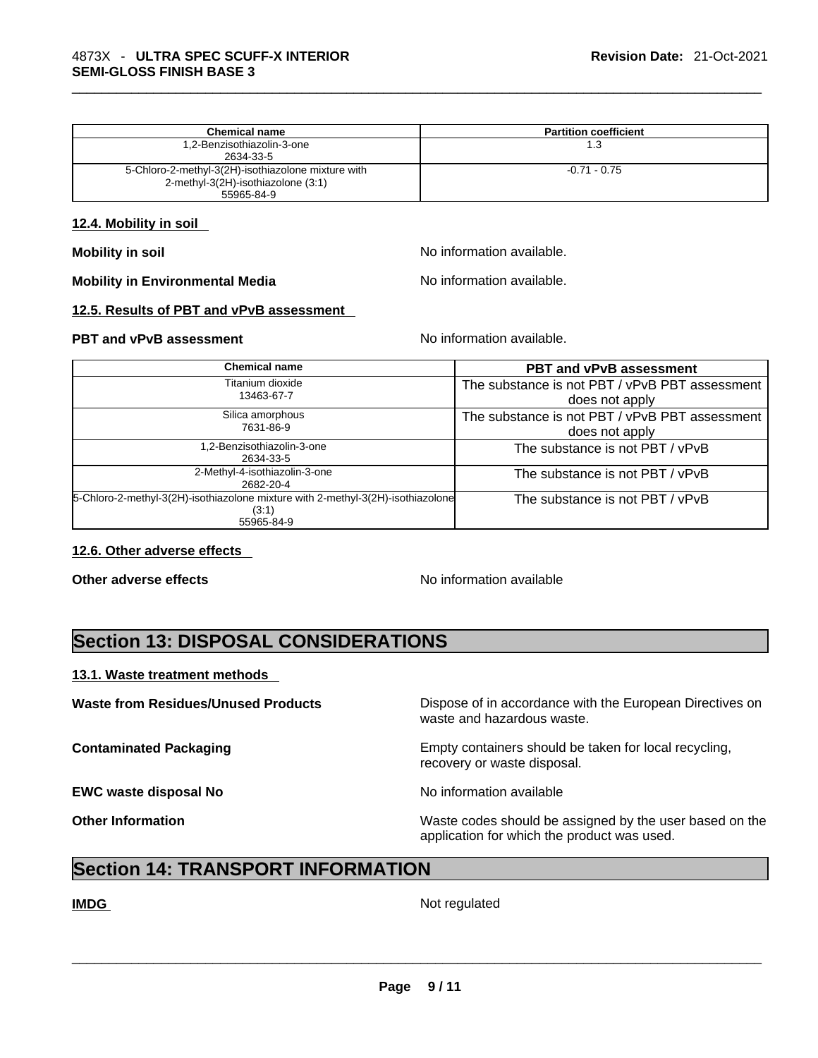| Chemical name | Partition coefficient |
| --- | --- |
| 1,2-Benzisothiazolin-3-one 2634-33-5 | 1.3 |
| 5-Chloro-2-methyl-3(2H)-isothiazolone mixture with 2-methyl-3(2H)-isothiazolone (3:1) 55965-84-9 | -0.71 - 0.75 |

### 12.4. Mobility in soil

**Mobility in soil** No information available.

**Mobility in Environmental Media** No information available.

### 12.5. Results of PBT and vPvB assessment

**PBT and vPvB assessment** No information available.

| Chemical name | PBT and vPvB assessment |
| --- | --- |
| Titanium dioxide 13463-67-7 | The substance is not PBT / vPvB PBT assessment does not apply |
| Silica amorphous 7631-86-9 | The substance is not PBT / vPvB PBT assessment does not apply |
| 1,2-Benzisothiazolin-3-one 2634-33-5 | The substance is not PBT / vPvB |
| 2-Methyl-4-isothiazolin-3-one 2682-20-4 | The substance is not PBT / vPvB |
| 5-Chloro-2-methyl-3(2H)-isothiazolone mixture with 2-methyl-3(2H)-isothiazolone (3:1) 55965-84-9 | The substance is not PBT / vPvB |

### 12.6. Other adverse effects

**Other adverse effects** No information available

## Section 13: DISPOSAL CONSIDERATIONS

### 13.1. Waste treatment methods

**Waste from Residues/Unused Products** Dispose of in accordance with the European Directives on waste and hazardous waste.

**Contaminated Packaging** Empty containers should be taken for local recycling, recovery or waste disposal.

**EWC waste disposal No** No information available

**Other Information** Waste codes should be assigned by the user based on the application for which the product was used.

## Section 14: TRANSPORT INFORMATION

**IMDG** Not regulated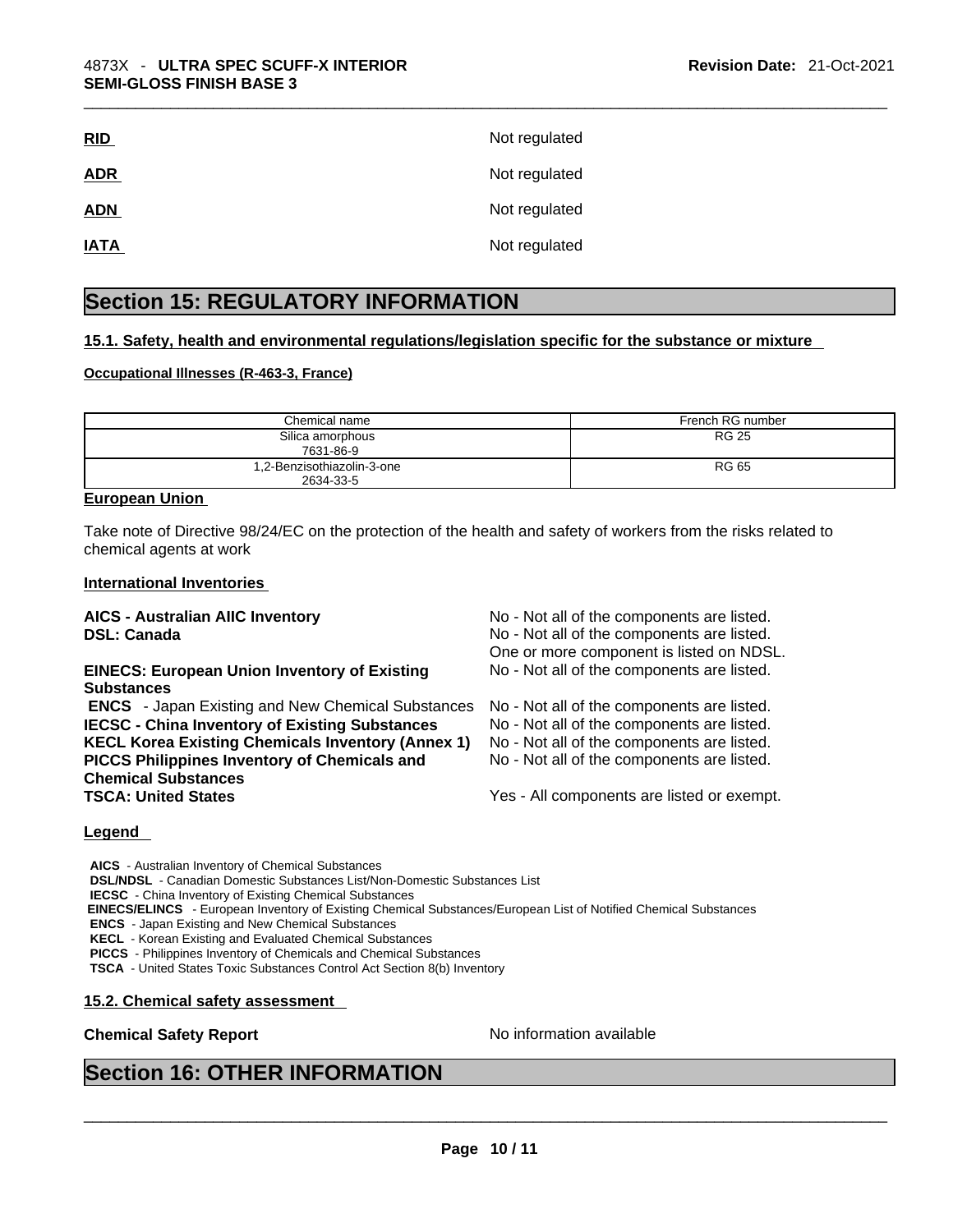**RID** Not regulated

**ADR** Not regulated

**ADN** Not regulated

**IATA** Not regulated

# Section 15: REGULATORY INFORMATION

## 15.1. Safety, health and environmental regulations/legislation specific for the substance or mixture

**Occupational Illnesses (R-463-3, France)**

| Chemical name | French RG number |
|---|---|
| Silica amorphous<br>7631-86-9 | RG 25 |
| 1,2-Benzisothiazolin-3-one<br>2634-33-5 | RG 65 |

**European Union**

Take note of Directive 98/24/EC on the protection of the health and safety of workers from the risks related to chemical agents at work

**International Inventories**

| | |
|---|---|
| **AICS - Australian AIIC Inventory** | No - Not all of the components are listed. |
| **DSL: Canada** | No - Not all of the components are listed.<br>One or more component is listed on NDSL. |
| **EINECS: European Union Inventory of Existing Substances** | No - Not all of the components are listed. |
| **ENCS** - Japan Existing and New Chemical Substances | No - Not all of the components are listed. |
| **IECSC - China Inventory of Existing Substances** | No - Not all of the components are listed. |
| **KECL Korea Existing Chemicals Inventory (Annex 1)** | No - Not all of the components are listed. |
| **PICCS Philippines Inventory of Chemicals and Chemical Substances** | No - Not all of the components are listed. |
| **TSCA: United States** | Yes - All components are listed or exempt. |

**Legend**

**AICS** - Australian Inventory of Chemical Substances
**DSL/NDSL** - Canadian Domestic Substances List/Non-Domestic Substances List
**IECSC** - China Inventory of Existing Chemical Substances
**EINECS/ELINCS** - European Inventory of Existing Chemical Substances/European List of Notified Chemical Substances
**ENCS** - Japan Existing and New Chemical Substances
**KECL** - Korean Existing and Evaluated Chemical Substances
**PICCS** - Philippines Inventory of Chemicals and Chemical Substances
**TSCA** - United States Toxic Substances Control Act Section 8(b) Inventory

## 15.2. Chemical safety assessment

**Chemical Safety Report** No information available

# Section 16: OTHER INFORMATION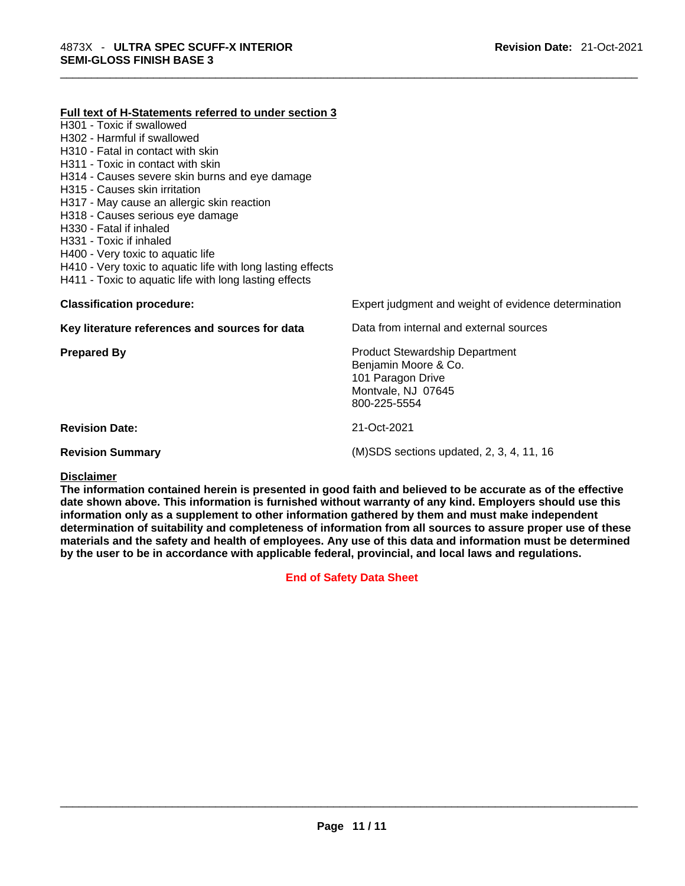**Full text of H-Statements referred to under section 3**

H301 - Toxic if swallowed
H302 - Harmful if swallowed
H310 - Fatal in contact with skin
H311 - Toxic in contact with skin
H314 - Causes severe skin burns and eye damage
H315 - Causes skin irritation
H317 - May cause an allergic skin reaction
H318 - Causes serious eye damage
H330 - Fatal if inhaled
H331 - Toxic if inhaled
H400 - Very toxic to aquatic life
H410 - Very toxic to aquatic life with long lasting effects
H411 - Toxic to aquatic life with long lasting effects

| | |
|---|---|
| **Classification procedure:** | Expert judgment and weight of evidence determination |
| **Key literature references and sources for data** | Data from internal and external sources |
| **Prepared By** | Product Stewardship Department<br>Benjamin Moore & Co.<br>101 Paragon Drive<br>Montvale, NJ 07645<br>800-225-5554 |
| **Revision Date:** | 21-Oct-2021 |
| **Revision Summary** | (M)SDS sections updated, 2, 3, 4, 11, 16 |

**Disclaimer**

**The information contained herein is presented in good faith and believed to be accurate as of the effective date shown above. This information is furnished without warranty of any kind. Employers should use this information only as a supplement to other information gathered by them and must make independent determination of suitability and completeness of information from all sources to assure proper use of these materials and the safety and health of employees. Any use of this data and information must be determined by the user to be in accordance with applicable federal, provincial, and local laws and regulations.**

**End of Safety Data Sheet**